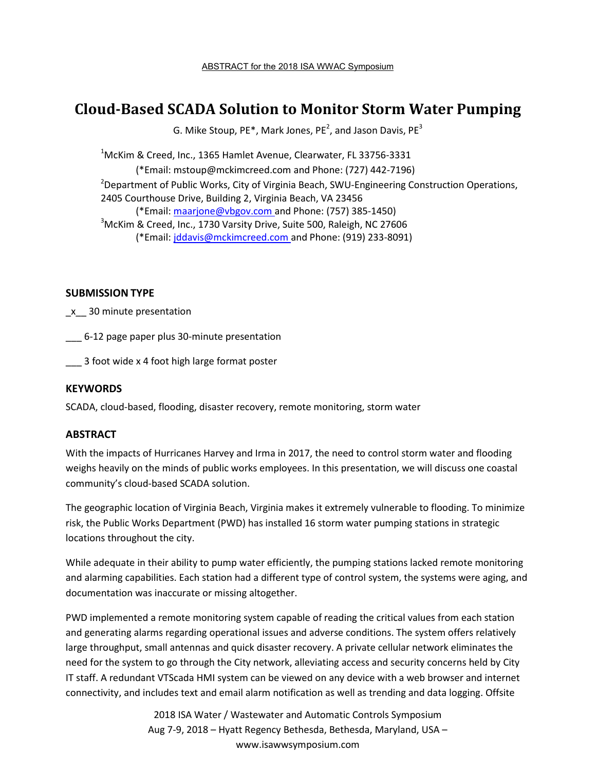ABSTRACT for the 2018 ISA WWAC Symposium

# Cloud-Based SCADA Solution to Monitor Storm Water Pumping

G. Mike Stoup, PE*, Mark Jones, PE[2], and Jason Davis, PE[3]

[1]McKim & Creed, Inc., 1365 Hamlet Avenue, Clearwater, FL 33756-3331
(*Email: mstoup@mckimcreed.com and Phone: (727) 442-7196)
[2]Department of Public Works, City of Virginia Beach, SWU-Engineering Construction Operations, 2405 Courthouse Drive, Building 2, Virginia Beach, VA 23456
(*Email: maarjone@vbgov.com and Phone: (757) 385-1450)
[3]McKim & Creed, Inc., 1730 Varsity Drive, Suite 500, Raleigh, NC 27606
(*Email: jddavis@mckimcreed.com and Phone: (919) 233-8091)

## SUBMISSION TYPE

_x__ 30 minute presentation

___ 6-12 page paper plus 30-minute presentation

___ 3 foot wide x 4 foot high large format poster

## KEYWORDS

SCADA, cloud-based, flooding, disaster recovery, remote monitoring, storm water

## ABSTRACT

With the impacts of Hurricanes Harvey and Irma in 2017, the need to control storm water and flooding weighs heavily on the minds of public works employees. In this presentation, we will discuss one coastal community's cloud-based SCADA solution.

The geographic location of Virginia Beach, Virginia makes it extremely vulnerable to flooding. To minimize risk, the Public Works Department (PWD) has installed 16 storm water pumping stations in strategic locations throughout the city.

While adequate in their ability to pump water efficiently, the pumping stations lacked remote monitoring and alarming capabilities. Each station had a different type of control system, the systems were aging, and documentation was inaccurate or missing altogether.

PWD implemented a remote monitoring system capable of reading the critical values from each station and generating alarms regarding operational issues and adverse conditions. The system offers relatively large throughput, small antennas and quick disaster recovery. A private cellular network eliminates the need for the system to go through the City network, alleviating access and security concerns held by City IT staff. A redundant VTScada HMI system can be viewed on any device with a web browser and internet connectivity, and includes text and email alarm notification as well as trending and data logging. Offsite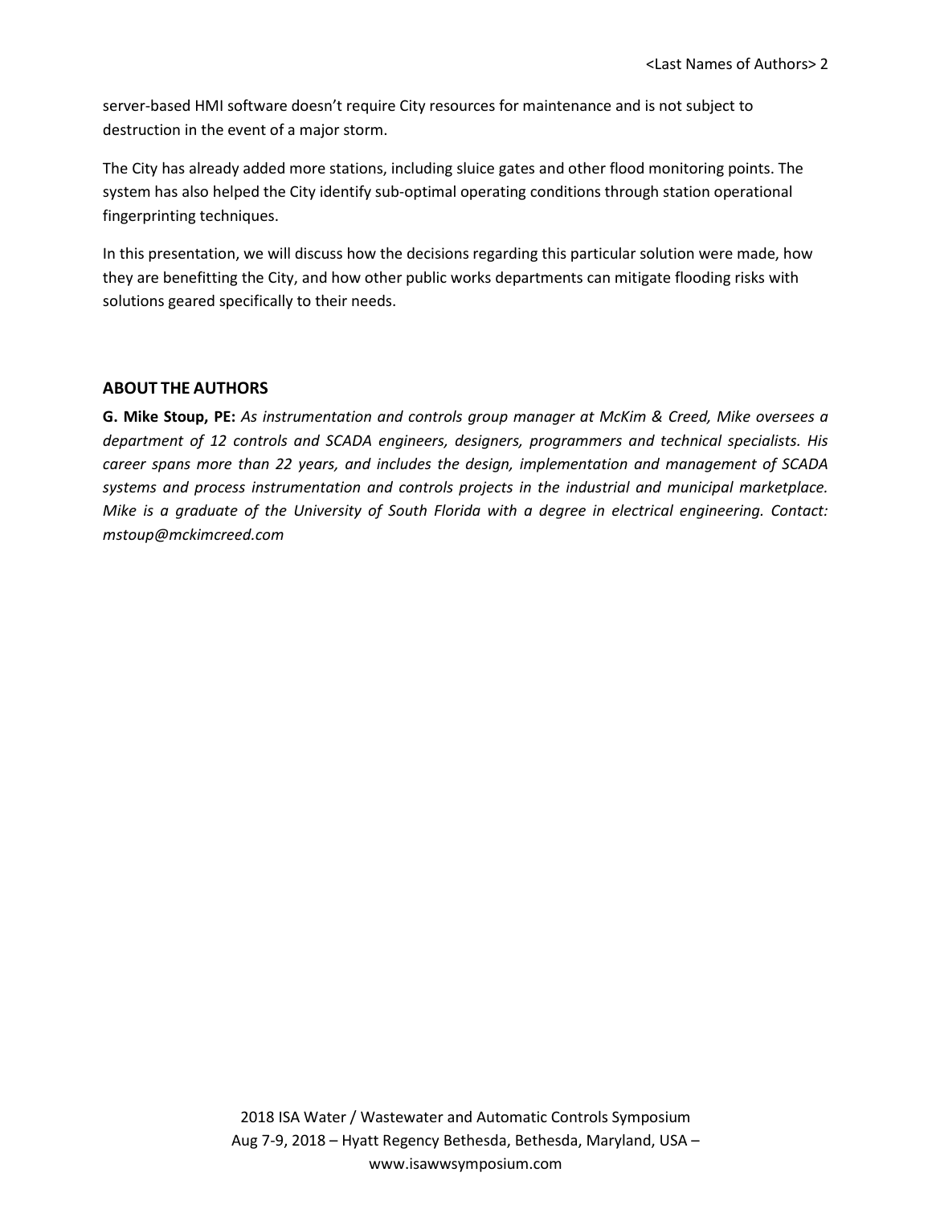server-based HMI software doesn't require City resources for maintenance and is not subject to destruction in the event of a major storm.

The City has already added more stations, including sluice gates and other flood monitoring points. The system has also helped the City identify sub-optimal operating conditions through station operational fingerprinting techniques.

In this presentation, we will discuss how the decisions regarding this particular solution were made, how they are benefitting the City, and how other public works departments can mitigate flooding risks with solutions geared specifically to their needs.

## ABOUT THE AUTHORS

**G. Mike Stoup, PE:** *As instrumentation and controls group manager at McKim & Creed, Mike oversees a department of 12 controls and SCADA engineers, designers, programmers and technical specialists. His career spans more than 22 years, and includes the design, implementation and management of SCADA systems and process instrumentation and controls projects in the industrial and municipal marketplace. Mike is a graduate of the University of South Florida with a degree in electrical engineering. Contact: mstoup@mckimcreed.com*